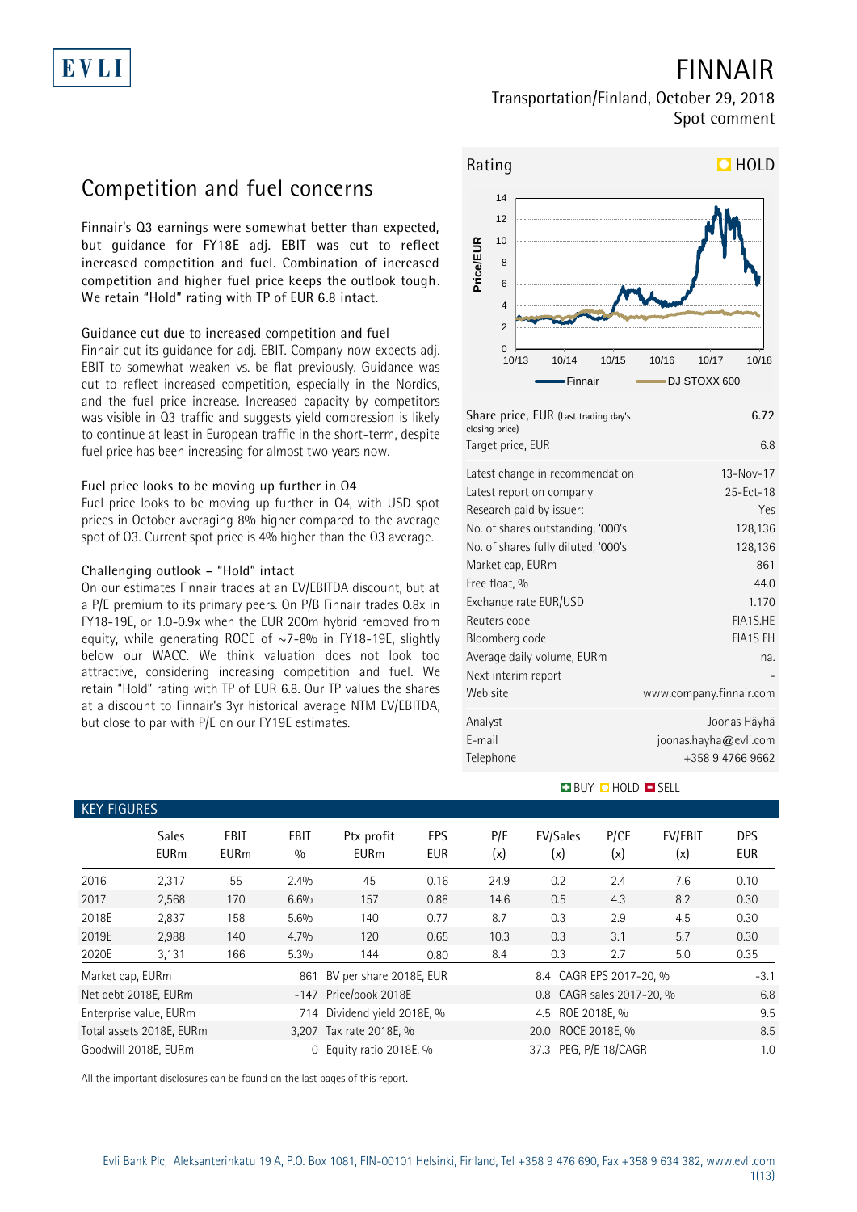EVLI

# FINNAIR

Transportation/Finland, October 29, 2018
Spot comment

## Competition and fuel concerns

Finnair's Q3 earnings were somewhat better than expected, but guidance for FY18E adj. EBIT was cut to reflect increased competition and fuel. Combination of increased competition and higher fuel price keeps the outlook tough. We retain "Hold" rating with TP of EUR 6.8 intact.

### Guidance cut due to increased competition and fuel

Finnair cut its guidance for adj. EBIT. Company now expects adj. EBIT to somewhat weaken vs. be flat previously. Guidance was cut to reflect increased competition, especially in the Nordics, and the fuel price increase. Increased capacity by competitors was visible in Q3 traffic and suggests yield compression is likely to continue at least in European traffic in the short-term, despite fuel price has been increasing for almost two years now.

### Fuel price looks to be moving up further in Q4

Fuel price looks to be moving up further in Q4, with USD spot prices in October averaging 8% higher compared to the average spot of Q3. Current spot price is 4% higher than the Q3 average.

### Challenging outlook – "Hold" intact

On our estimates Finnair trades at an EV/EBITDA discount, but at a P/E premium to its primary peers. On P/B Finnair trades 0.8x in FY18-19E, or 1.0-0.9x when the EUR 200m hybrid removed from equity, while generating ROCE of ~7-8% in FY18-19E, slightly below our WACC. We think valuation does not look too attractive, considering increasing competition and fuel. We retain "Hold" rating with TP of EUR 6.8. Our TP values the shares at a discount to Finnair's 3yr historical average NTM EV/EBITDA, but close to par with P/E on our FY19E estimates.

Rating: HOLD

| | |
|---|---|
| Share price, EUR (Last trading day's closing price) | 6.72 |
| Target price, EUR | 6.8 |
| Latest change in recommendation | 13-Nov-17 |
| Latest report on company | 25-Ect-18 |
| Research paid by issuer: | Yes |
| No. of shares outstanding, '000's | 128,136 |
| No. of shares fully diluted, '000's | 128,136 |
| Market cap, EURm | 861 |
| Free float, % | 44.0 |
| Exchange rate EUR/USD | 1.170 |
| Reuters code | FIA1S.HE |
| Bloomberg code | FIA1S FH |
| Average daily volume, EURm | na. |
| Next interim report | - |
| Web site | www.company.finnair.com |
| Analyst | Joonas Häyhä |
| E-mail | joonas.hayha@evli.com |
| Telephone | +358 9 4766 9662 |

BUY HOLD SELL

## KEY FIGURES

| | Sales EURm | EBIT EURm | EBIT % | Ptx profit EURm | EPS EUR | P/E (x) | EV/Sales (x) | P/CF (x) | EV/EBIT (x) | DPS EUR |
|---|---|---|---|---|---|---|---|---|---|---|
| 2016 | 2,317 | 55 | 2.4% | 45 | 0.16 | 24.9 | 0.2 | 2.4 | 7.6 | 0.10 |
| 2017 | 2,568 | 170 | 6.6% | 157 | 0.88 | 14.6 | 0.5 | 4.3 | 8.2 | 0.30 |
| 2018E | 2,837 | 158 | 5.6% | 140 | 0.77 | 8.7 | 0.3 | 2.9 | 4.5 | 0.30 |
| 2019E | 2,988 | 140 | 4.7% | 120 | 0.65 | 10.3 | 0.3 | 3.1 | 5.7 | 0.30 |
| 2020E | 3,131 | 166 | 5.3% | 144 | 0.80 | 8.4 | 0.3 | 2.7 | 5.0 | 0.35 |

| | | | | | |
|---|---|---|---|---|---|
| Market cap, EURm | 861 | BV per share 2018E, EUR | 8.4 | CAGR EPS 2017-20, % | -3.1 |
| Net debt 2018E, EURm | -147 | Price/book 2018E | 0.8 | CAGR sales 2017-20, % | 6.8 |
| Enterprise value, EURm | 714 | Dividend yield 2018E, % | 4.5 | ROE 2018E, % | 9.5 |
| Total assets 2018E, EURm | 3,207 | Tax rate 2018E, % | 20.0 | ROCE 2018E, % | 8.5 |
| Goodwill 2018E, EURm | 0 | Equity ratio 2018E, % | 37.3 | PEG, P/E 18/CAGR | 1.0 |

All the important disclosures can be found on the last pages of this report.

Evli Bank Plc, Aleksanterinkatu 19 A, P.O. Box 1081, FIN-00101 Helsinki, Finland, Tel +358 9 476 690, Fax +358 9 634 382, www.evli.com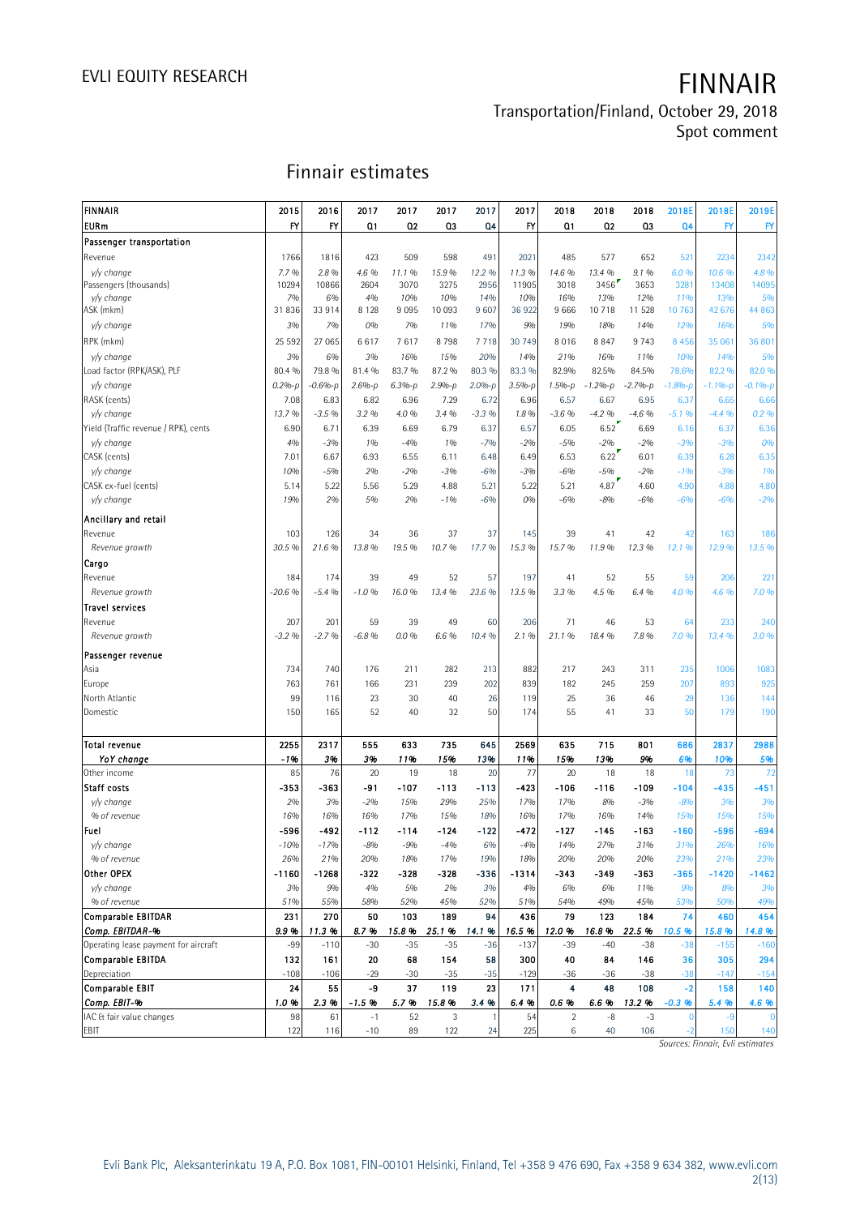# Finnair estimates

| FINNAIR | 2015 | 2016 | 2017 | 2017 | 2017 | 2017 | 2017 | 2018 | 2018 | 2018 | 2018E | 2018E | 2019E |
|---|---|---|---|---|---|---|---|---|---|---|---|---|---|
| EURm | FY | FY | Q1 | Q2 | Q3 | Q4 | FY | Q1 | Q2 | Q3 | Q4 | FY | FY |
| **Passenger transportation** | | | | | | | | | | | | | |
| Revenue | 1766 | 1816 | 423 | 509 | 598 | 491 | 2021 | 485 | 577 | 652 | 521 | 2234 | 2342 |
| *y/y change* | *7.7 %* | *2.8 %* | *4.6 %* | *11.1 %* | *15.9 %* | *12.2 %* | *11.3 %* | *14.6 %* | *13.4 %* | *9.1 %* | *6.0 %* | *10.6 %* | *4.8 %* |
| Passengers (thousands) | 10294 | 10866 | 2604 | 3070 | 3275 | 2956 | 11905 | 3018 | 3456 | 3653 | 3281 | 13408 | 14095 |
| *y/y change* | *7%* | *6%* | *4%* | *10%* | *10%* | *14%* | *10%* | *16%* | *13%* | *12%* | *11%* | *13%* | *5%* |
| ASK (mkm) | 31 836 | 33 914 | 8 128 | 9 095 | 10 093 | 9 607 | 36 922 | 9 666 | 10 718 | 11 528 | 10 763 | 42 676 | 44 863 |
| *y/y change* | *3%* | *7%* | *0%* | *7%* | *11%* | *17%* | *9%* | *19%* | *18%* | *14%* | *12%* | *16%* | *5%* |
| RPK (mkm) | 25 592 | 27 065 | 6 617 | 7 617 | 8 798 | 7 718 | 30 749 | 8 016 | 8 847 | 9 743 | 8 456 | 35 061 | 36 801 |
| *y/y change* | *3%* | *6%* | *3%* | *16%* | *15%* | *20%* | *14%* | *21%* | *16%* | *11%* | *10%* | *14%* | *5%* |
| Load factor (RPK/ASK), PLF | 80.4 % | 79.8 % | 81.4 % | 83.7 % | 87.2 % | 80.3 % | 83.3 % | 82.9% | 82.5% | 84.5% | 78.6% | 82.2 % | 82.0 % |
| *y/y change* | *0.2%-p* | *-0.6%-p* | *2.6%-p* | *6.3%-p* | *2.9%-p* | *2.0%-p* | *3.5%-p* | *1.5%-p* | *-1.2%-p* | *-2.7%-p* | *-1.8%-p* | *-1.1%-p* | *-0.1%-p* |
| RASK (cents) | 7.08 | 6.83 | 6.82 | 6.96 | 7.29 | 6.72 | 6.96 | 6.57 | 6.67 | 6.95 | 6.37 | 6.65 | 6.66 |
| *y/y change* | *13.7 %* | *-3.5 %* | *3.2 %* | *4.0 %* | *3.4 %* | *-3.3 %* | *1.8 %* | *-3.6 %* | *-4.2 %* | *-4.6 %* | *-5.1 %* | *-4.4 %* | *0.2 %* |
| Yield (Traffic revenue / RPK), cents | 6.90 | 6.71 | 6.39 | 6.69 | 6.79 | 6.37 | 6.57 | 6.05 | 6.52 | 6.69 | 6.16 | 6.37 | 6.36 |
| *y/y change* | *4%* | *-3%* | *1%* | *-4%* | *1%* | *-7%* | *-2%* | *-5%* | *-2%* | *-2%* | *-3%* | *-3%* | *0%* |
| CASK (cents) | 7.01 | 6.67 | 6.93 | 6.55 | 6.11 | 6.48 | 6.49 | 6.53 | 6.22 | 6.01 | 6.39 | 6.28 | 6.35 |
| *y/y change* | *10%* | *-5%* | *2%* | *-2%* | *-3%* | *-6%* | *-3%* | *-6%* | *-5%* | *-2%* | *-1%* | *-3%* | *1%* |
| CASK ex-fuel (cents) | 5.14 | 5.22 | 5.56 | 5.29 | 4.88 | 5.21 | 5.22 | 5.21 | 4.87 | 4.60 | 4.90 | 4.88 | 4.80 |
| *y/y change* | *19%* | *2%* | *5%* | *2%* | *-1%* | *-6%* | *0%* | *-6%* | *-8%* | *-6%* | *-6%* | *-6%* | *-2%* |
| **Ancillary and retail** | | | | | | | | | | | | | |
| Revenue | 103 | 126 | 34 | 36 | 37 | 37 | 145 | 39 | 41 | 42 | 42 | 163 | 186 |
| *Revenue growth* | *30.5 %* | *21.6 %* | *13.8 %* | *19.5 %* | *10.7 %* | *17.7 %* | *15.3 %* | *15.7 %* | *11.9 %* | *12.3 %* | *12.1 %* | *12.9 %* | *13.5 %* |
| **Cargo** | | | | | | | | | | | | | |
| Revenue | 184 | 174 | 39 | 49 | 52 | 57 | 197 | 41 | 52 | 55 | 59 | 206 | 221 |
| *Revenue growth* | *-20.6 %* | *-5.4 %* | *-1.0 %* | *16.0 %* | *13.4 %* | *23.6 %* | *13.5 %* | *3.3 %* | *4.5 %* | *6.4 %* | *4.0 %* | *4.6 %* | *7.0 %* |
| **Travel services** | | | | | | | | | | | | | |
| Revenue | 207 | 201 | 59 | 39 | 49 | 60 | 206 | 71 | 46 | 53 | 64 | 233 | 240 |
| *Revenue growth* | *-3.2 %* | *-2.7 %* | *-6.8 %* | *0.0 %* | *6.6 %* | *10.4 %* | *2.1 %* | *21.1 %* | *18.4 %* | *7.8 %* | *7.0 %* | *13.4 %* | *3.0 %* |
| **Passenger revenue** | | | | | | | | | | | | | |
| Asia | 734 | 740 | 176 | 211 | 282 | 213 | 882 | 217 | 243 | 311 | 235 | 1006 | 1083 |
| Europe | 763 | 761 | 166 | 231 | 239 | 202 | 839 | 182 | 245 | 259 | 207 | 893 | 925 |
| North Atlantic | 99 | 116 | 23 | 30 | 40 | 26 | 119 | 25 | 36 | 46 | 29 | 136 | 144 |
| Domestic | 150 | 165 | 52 | 40 | 32 | 50 | 174 | 55 | 41 | 33 | 50 | 179 | 190 |
| **Total revenue** | **2255** | **2317** | **555** | **633** | **735** | **645** | **2569** | **635** | **715** | **801** | **686** | **2837** | **2988** |
| ***YoY change*** | ***-1%*** | ***3%*** | ***3%*** | ***11%*** | ***15%*** | ***13%*** | ***11%*** | ***15%*** | ***13%*** | ***9%*** | ***6%*** | ***10%*** | ***5%*** |
| Other income | 85 | 76 | 20 | 19 | 18 | 20 | 77 | 20 | 18 | 18 | 18 | 73 | 72 |
| **Staff costs** | **-353** | **-363** | **-91** | **-107** | **-113** | **-113** | **-423** | **-106** | **-116** | **-109** | **-104** | **-435** | **-451** |
| *y/y change* | *2%* | *3%* | *-2%* | *15%* | *29%* | *25%* | *17%* | *17%* | *8%* | *-3%* | *-8%* | *3%* | *3%* |
| *% of revenue* | *16%* | *16%* | *16%* | *17%* | *15%* | *18%* | *16%* | *17%* | *16%* | *14%* | *15%* | *15%* | *15%* |
| **Fuel** | **-596** | **-492** | **-112** | **-114** | **-124** | **-122** | **-472** | **-127** | **-145** | **-163** | **-160** | **-596** | **-694** |
| *y/y change* | *-10%* | *-17%* | *-8%* | *-9%* | *-4%* | *6%* | *-4%* | *14%* | *27%* | *31%* | *31%* | *26%* | *16%* |
| *% of revenue* | *26%* | *21%* | *20%* | *18%* | *17%* | *19%* | *18%* | *20%* | *20%* | *20%* | *23%* | *21%* | *23%* |
| **Other OPEX** | **-1160** | **-1268** | **-322** | **-328** | **-328** | **-336** | **-1314** | **-343** | **-349** | **-363** | **-365** | **-1420** | **-1462** |
| *y/y change* | *3%* | *9%* | *4%* | *5%* | *2%* | *3%* | *4%* | *6%* | *6%* | *11%* | *9%* | *8%* | *3%* |
| *% of revenue* | *51%* | *55%* | *58%* | *52%* | *45%* | *52%* | *51%* | *54%* | *49%* | *45%* | *53%* | *50%* | *49%* |
| **Comparable EBITDAR** | **231** | **270** | **50** | **103** | **189** | **94** | **436** | **79** | **123** | **184** | **74** | **460** | **454** |
| ***Comp. EBITDAR-%*** | ***9.9 %*** | ***11.3 %*** | ***8.7 %*** | ***15.8 %*** | ***25.1 %*** | ***14.1 %*** | ***16.5 %*** | ***12.0 %*** | ***16.8 %*** | ***22.5 %*** | ***10.5 %*** | ***15.8 %*** | ***14.8 %*** |
| Operating lease payment for aircraft | -99 | -110 | -30 | -35 | -35 | -36 | -137 | -39 | -40 | -38 | -38 | -155 | -160 |
| **Comparable EBITDA** | **132** | **161** | **20** | **68** | **154** | **58** | **300** | **40** | **84** | **146** | **36** | **305** | **294** |
| Depreciation | -108 | -106 | -29 | -30 | -35 | -35 | -129 | -36 | -36 | -38 | -38 | -147 | -154 |
| **Comparable EBIT** | **24** | **55** | **-9** | **37** | **119** | **23** | **171** | **4** | **48** | **108** | **-2** | **158** | **140** |
| ***Comp. EBIT-%*** | ***1.0 %*** | ***2.3 %*** | ***-1.5 %*** | ***5.7 %*** | ***15.8 %*** | ***3.4 %*** | ***6.4 %*** | ***0.6 %*** | ***6.6 %*** | ***13.2 %*** | ***-0.3 %*** | ***5.4 %*** | ***4.6 %*** |
| IAC & fair value changes | 98 | 61 | -1 | 52 | 3 | 1 | 54 | 2 | -8 | -3 | 0 | -9 | 0 |
| EBIT | 122 | 116 | -10 | 89 | 122 | 24 | 225 | 6 | 40 | 106 | -2 | 150 | 140 |

*Sources: Finnair, Evli estimates*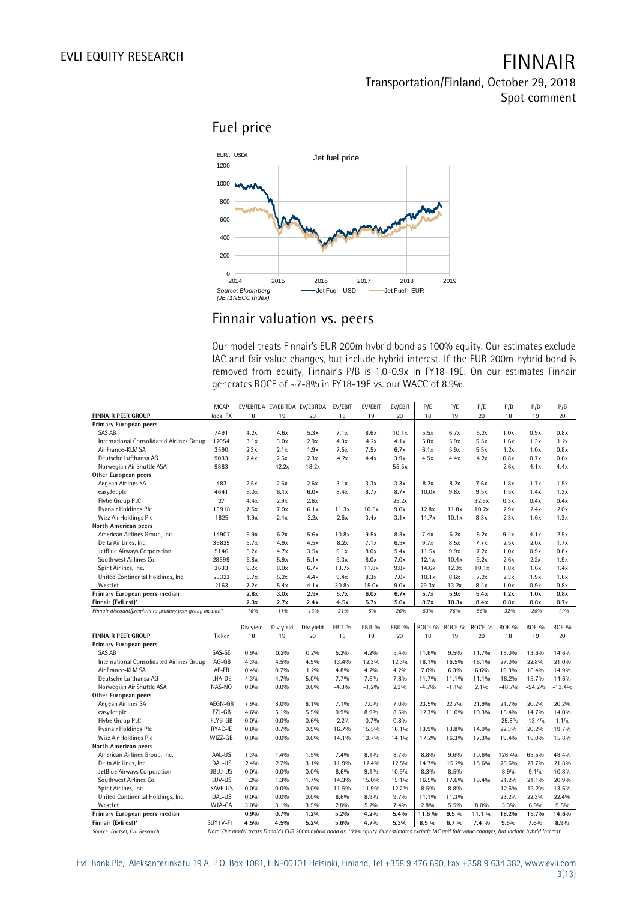## Fuel price

Source: Bloomberg (JET1NECC Index)

## Finnair valuation vs. peers

Our model treats Finnair's EUR 200m hybrid bond as 100% equity. Our estimates exclude IAC and fair value changes, but include hybrid interest. If the EUR 200m hybrid bond is removed from equity, Finnair's P/B is 1.0-0.9x in FY18-19E. On our estimates Finnair generates ROCE of ~7-8% in FY18-19E vs. our WACC of 8.9%.

| FINNAIR PEER GROUP | MCAP local FX | EV/EBITDA 18 | EV/EBITDA 19 | EV/EBITDA 20 | EV/EBIT 18 | EV/EBIT 19 | EV/EBIT 20 | P/E 18 | P/E 19 | P/E 20 | P/B 18 | P/B 19 | P/B 20 |
|---|---|---|---|---|---|---|---|---|---|---|---|---|---|
| **Primary European peers** | | | | | | | | | | | | | |
| SAS AB | 7491 | 4.2x | 4.6x | 5.3x | 7.1x | 8.6x | 10.1x | 5.5x | 6.7x | 5.2x | 1.0x | 0.9x | 0.8x |
| International Consolidated Airlines Group | 12054 | 3.1x | 3.0x | 2.9x | 4.3x | 4.2x | 4.1x | 5.8x | 5.9x | 5.5x | 1.6x | 1.3x | 1.2x |
| Air France-KLM SA | 3590 | 2.3x | 2.1x | 1.9x | 7.5x | 7.5x | 6.7x | 6.1x | 5.9x | 5.5x | 1.2x | 1.0x | 0.8x |
| Deutsche Lufthansa AG | 9033 | 2.4x | 2.6x | 2.3x | 4.2x | 4.4x | 3.9x | 4.5x | 4.4x | 4.2x | 0.8x | 0.7x | 0.6x |
| Norwegian Air Shuttle ASA | 9883 | | 42.2x | 18.2x | | | 55.5x | | | | 2.6x | 4.1x | 4.4x |
| **Other European peers** | | | | | | | | | | | | | |
| Aegean Airlines SA | 483 | 2.5x | 2.6x | 2.6x | 3.1x | 3.3x | 3.3x | 8.2x | 8.2x | 7.6x | 1.8x | 1.7x | 1.5x |
| easyJet plc | 4641 | 6.0x | 6.1x | 6.0x | 8.4x | 8.7x | 8.7x | 10.0x | 9.8x | 9.5x | 1.5x | 1.4x | 1.3x |
| Flybe Group PLC | 27 | 4.4x | 2.9x | 2.6x | | | 25.2x | | | 32.6x | 0.3x | 0.4x | 0.4x |
| Ryanair Holdings Plc | 13918 | 7.5x | 7.0x | 6.1x | 11.3x | 10.5x | 9.0x | 12.8x | 11.8x | 10.2x | 2.9x | 2.4x | 2.0x |
| Wizz Air Holdings Plc | 1825 | 1.9x | 2.4x | 2.2x | 2.6x | 3.4x | 3.1x | 11.7x | 10.1x | 8.3x | 2.3x | 1.6x | 1.3x |
| **North American peers** | | | | | | | | | | | | | |
| American Airlines Group, Inc. | 14907 | 6.9x | 6.2x | 5.6x | 10.8x | 9.5x | 8.3x | 7.4x | 6.2x | 5.2x | 9.4x | 4.1x | 2.5x |
| Delta Air Lines, Inc. | 36825 | 5.7x | 4.9x | 4.5x | 8.2x | 7.1x | 6.5x | 9.7x | 8.5x | 7.7x | 2.5x | 2.0x | 1.7x |
| JetBlue Airways Corporation | 5146 | 5.2x | 4.7x | 3.5x | 9.1x | 8.0x | 5.4x | 11.5x | 9.9x | 7.2x | 1.0x | 0.9x | 0.8x |
| Southwest Airlines Co. | 28599 | 6.8x | 5.9x | 5.1x | 9.3x | 8.0x | 7.0x | 12.1x | 10.4x | 9.2x | 2.6x | 2.2x | 1.9x |
| Spirit Airlines, Inc. | 3633 | 9.2x | 8.0x | 6.7x | 13.7x | 11.8x | 9.8x | 14.6x | 12.0x | 10.1x | 1.8x | 1.6x | 1.4x |
| United Continental Holdings, Inc. | 23323 | 5.7x | 5.2x | 4.4x | 9.4x | 8.3x | 7.0x | 10.1x | 8.6x | 7.2x | 2.3x | 1.9x | 1.6x |
| WestJet | 2163 | 7.2x | 5.4x | 4.1x | 30.8x | 15.0x | 9.0x | 29.3x | 13.2x | 8.4x | 1.0x | 0.9x | 0.8x |
| **Primary European peers median** | | **2.8x** | **3.0x** | **2.9x** | **5.7x** | **6.0x** | **6.7x** | **5.7x** | **5.9x** | **5.4x** | **1.2x** | **1.0x** | **0.8x** |
| **Finnair (Evli est)*** | | **2.3x** | **2.7x** | **2.4x** | **4.5x** | **5.7x** | **5.0x** | **8.7x** | **10.3x** | **8.4x** | **0.8x** | **0.8x** | **0.7x** |
| *Finnair discount/premium to primary peer group median** | | *-16%* | *-11%* | *-16%* | *-21%* | *-5%* | *-26%* | *53%* | *76%* | *56%* | *-32%* | *-20%* | *-11%* |

| FINNAIR PEER GROUP | Ticker | Div yield 18 | Div yield 19 | Div yield 20 | EBIT-% 18 | EBIT-% 19 | EBIT-% 20 | ROCE-% 18 | ROCE-% 19 | ROCE-% 20 | ROE-% 18 | ROE-% 19 | ROE-% 20 |
|---|---|---|---|---|---|---|---|---|---|---|---|---|---|
| **Primary European peers** | | | | | | | | | | | | | |
| SAS AB | SAS-SE | 0.9% | 0.2% | 0.2% | 5.2% | 4.2% | 5.4% | 11.6% | 9.5% | 11.7% | 18.0% | 13.6% | 14.6% |
| International Consolidated Airlines Group | IAG-GB | 4.3% | 4.5% | 4.9% | 13.4% | 12.3% | 12.3% | 18.1% | 16.5% | 16.1% | 27.0% | 22.8% | 21.0% |
| Air France-KLM SA | AF-FR | 0.4% | 0.7% | 1.2% | 4.8% | 4.2% | 4.2% | 7.0% | 6.3% | 6.6% | 19.3% | 16.4% | 14.9% |
| Deutsche Lufthansa AG | LHA-DE | 4.3% | 4.7% | 5.0% | 7.7% | 7.6% | 7.8% | 11.7% | 11.1% | 11.1% | 18.2% | 15.7% | 14.6% |
| Norwegian Air Shuttle ASA | NAS-NO | 0.0% | 0.0% | 0.0% | -4.3% | -1.2% | 2.3% | -4.7% | -1.1% | 2.1% | -48.7% | -54.2% | -13.4% |
| **Other European peers** | | | | | | | | | | | | | |
| Aegean Airlines SA | AEGN-GR | 7.9% | 8.0% | 8.1% | 7.1% | 7.0% | 7.0% | 23.5% | 22.7% | 21.9% | 21.7% | 20.2% | 20.2% |
| easyJet plc | EZJ-GB | 4.6% | 5.1% | 5.5% | 9.9% | 8.9% | 8.6% | 12.3% | 11.0% | 10.3% | 15.4% | 14.7% | 14.0% |
| Flybe Group PLC | FLYB-GB | 0.0% | 0.0% | 0.6% | -2.2% | -0.7% | 0.8% | | | | -25.8% | -13.4% | 1.1% |
| Ryanair Holdings Plc | RY4C-IE | 0.8% | 0.7% | 0.9% | 16.7% | 15.5% | 16.1% | 13.9% | 13.8% | 14.9% | 22.3% | 20.2% | 19.7% |
| Wizz Air Holdings Plc | WIZZ-GB | 0.0% | 0.0% | 0.0% | 14.1% | 13.7% | 14.1% | 17.2% | 16.3% | 17.3% | 19.4% | 16.0% | 15.8% |
| **North American peers** | | | | | | | | | | | | | |
| American Airlines Group, Inc. | AAL-US | 1.3% | 1.4% | 1.5% | 7.4% | 8.1% | 8.7% | 8.8% | 9.6% | 10.6% | 126.4% | 65.5% | 48.4% |
| Delta Air Lines, Inc. | DAL-US | 2.4% | 2.7% | 3.1% | 11.9% | 12.4% | 12.5% | 14.7% | 15.2% | 15.6% | 25.6% | 23.7% | 21.8% |
| JetBlue Airways Corporation | JBLU-US | 0.0% | 0.0% | 0.0% | 8.6% | 9.1% | 10.9% | 8.3% | 8.5% | | 8.9% | 9.1% | 10.8% |
| Southwest Airlines Co. | LUV-US | 1.2% | 1.3% | 1.7% | 14.3% | 15.0% | 15.1% | 16.5% | 17.6% | 19.4% | 21.2% | 21.1% | 20.9% |
| Spirit Airlines, Inc. | SAVE-US | 0.0% | 0.0% | 0.0% | 11.5% | 11.9% | 12.2% | 8.5% | 8.8% | | 12.6% | 13.2% | 13.6% |
| United Continental Holdings, Inc. | UAL-US | 0.0% | 0.0% | 0.0% | 8.6% | 8.9% | 9.7% | 11.1% | 11.3% | | 23.2% | 22.3% | 22.4% |
| WestJet | WJA-CA | 3.0% | 3.1% | 3.5% | 2.8% | 5.2% | 7.4% | 2.8% | 5.5% | 8.0% | 3.3% | 6.9% | 9.5% |
| **Primary European peers median** | | **0.9%** | **0.7%** | **1.2%** | **5.2%** | **4.2%** | **5.4%** | **11.6 %** | **9.5 %** | **11.1 %** | **18.2%** | **15.7%** | **14.6%** |
| **Finnair (Evli est)*** | **SUY1V-FI** | **4.5%** | **4.5%** | **5.2%** | **5.6%** | **4.7%** | **5.3%** | **8.5 %** | **6.7 %** | **7.4 %** | **9.5%** | **7.6%** | **8.9%** |

Source: Factset, Evli Research

*Note: Our model treats Finnair's EUR 200m hybrid bond as 100% equity. Our estimates exclude IAC and fair value changes, but include hybrid interest.*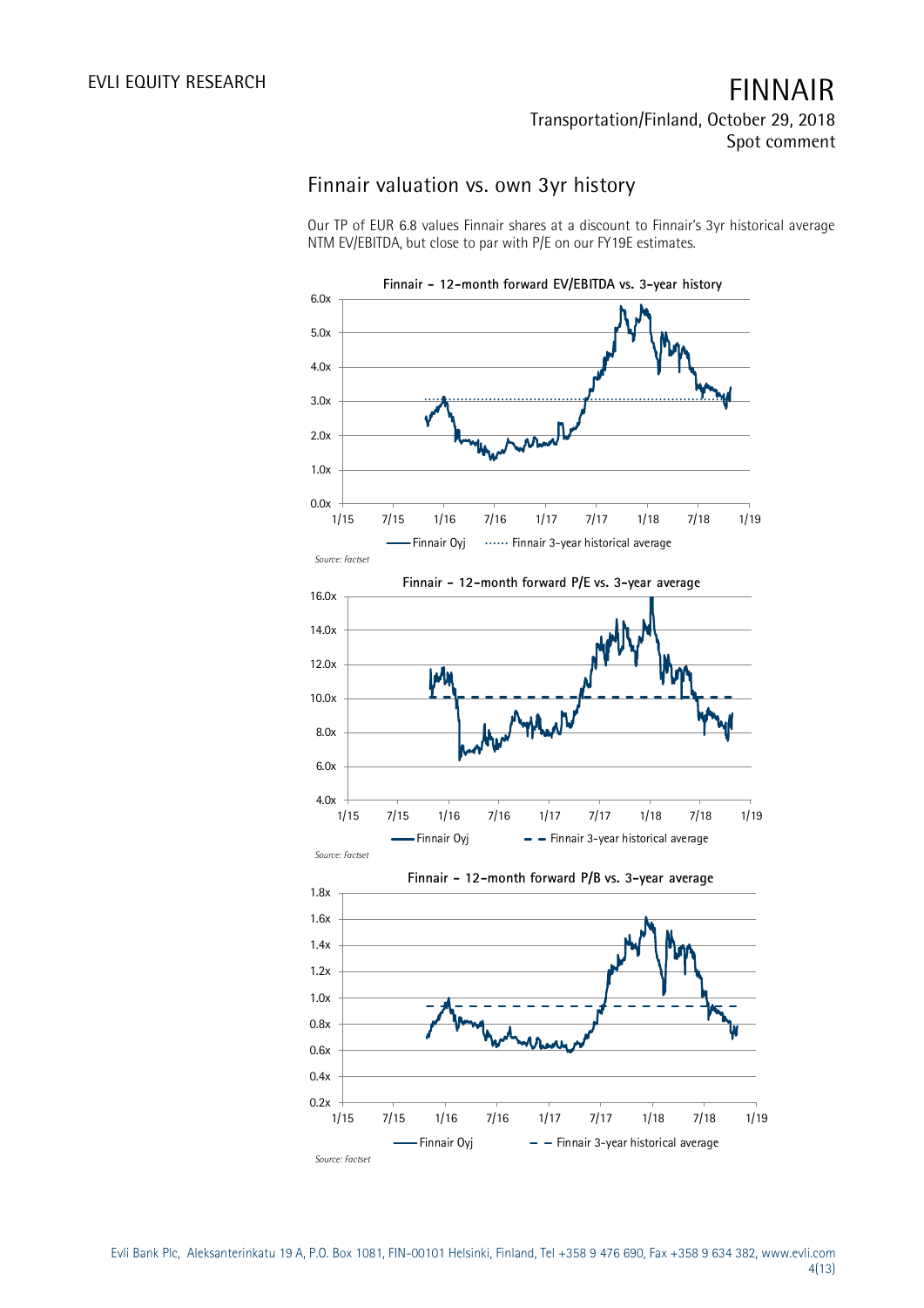## Finnair valuation vs. own 3yr history

Our TP of EUR 6.8 values Finnair shares at a discount to Finnair's 3yr historical average NTM EV/EBITDA, but close to par with P/E on our FY19E estimates.

**Finnair - 12-month forward EV/EBITDA vs. 3-year history**

Finnair Oyj ····· Finnair 3-year historical average

*Source: Factset*

**Finnair - 12-month forward P/E vs. 3-year average**

Finnair Oyj – – Finnair 3-year historical average

*Source: Factset*

**Finnair - 12-month forward P/B vs. 3-year average**

Finnair Oyj – – Finnair 3-year historical average

*Source: Factset*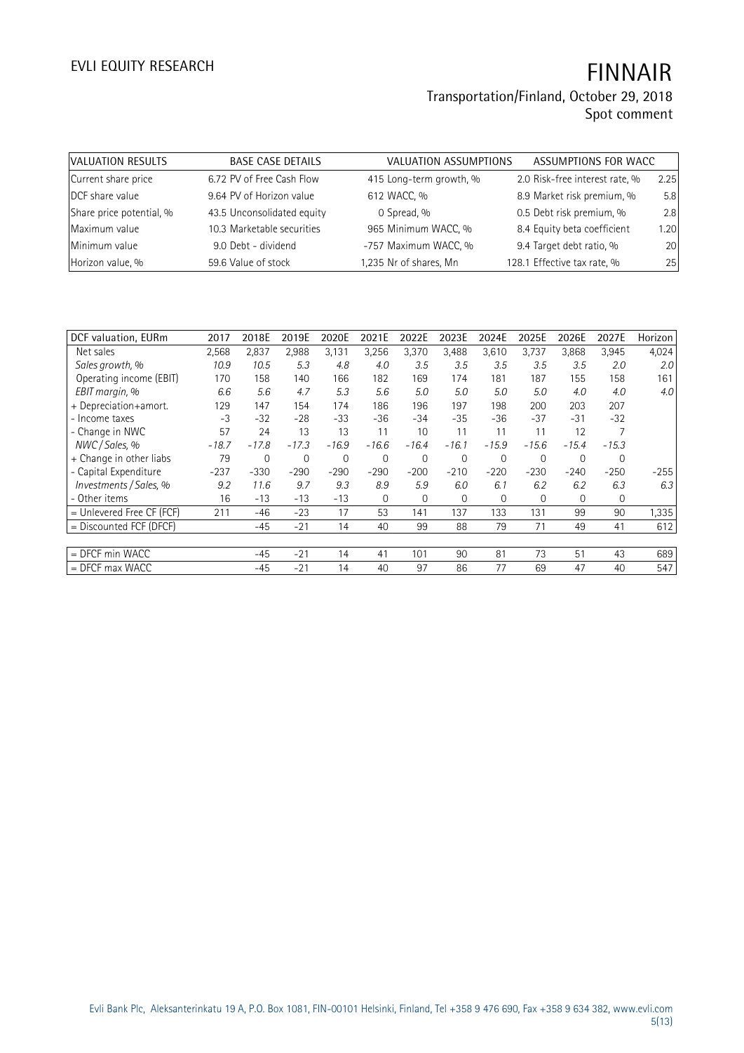| VALUATION RESULTS | | BASE CASE DETAILS | | VALUATION ASSUMPTIONS | | ASSUMPTIONS FOR WACC | |
|---|---|---|---|---|---|---|---|
| Current share price | 6.72 | PV of Free Cash Flow | 415 | Long-term growth, % | 2.0 | Risk-free interest rate, % | 2.25 |
| DCF share value | 9.64 | PV of Horizon value | 612 | WACC, % | 8.9 | Market risk premium, % | 5.8 |
| Share price potential, % | 43.5 | Unconsolidated equity | 0 | Spread, % | 0.5 | Debt risk premium, % | 2.8 |
| Maximum value | 10.3 | Marketable securities | 965 | Minimum WACC, % | 8.4 | Equity beta coefficient | 1.20 |
| Minimum value | 9.0 | Debt - dividend | -757 | Maximum WACC, % | 9.4 | Target debt ratio, % | 20 |
| Horizon value, % | 59.6 | Value of stock | 1,235 | Nr of shares, Mn | 128.1 | Effective tax rate, % | 25 |

| DCF valuation, EURm | 2017 | 2018E | 2019E | 2020E | 2021E | 2022E | 2023E | 2024E | 2025E | 2026E | 2027E | Horizon |
|---|---|---|---|---|---|---|---|---|---|---|---|---|
| Net sales | 2,568 | 2,837 | 2,988 | 3,131 | 3,256 | 3,370 | 3,488 | 3,610 | 3,737 | 3,868 | 3,945 | 4,024 |
| *Sales growth, %* | *10.9* | *10.5* | *5.3* | *4.8* | *4.0* | *3.5* | *3.5* | *3.5* | *3.5* | *3.5* | *2.0* | *2.0* |
| Operating income (EBIT) | 170 | 158 | 140 | 166 | 182 | 169 | 174 | 181 | 187 | 155 | 158 | 161 |
| *EBIT margin, %* | *6.6* | *5.6* | *4.7* | *5.3* | *5.6* | *5.0* | *5.0* | *5.0* | *5.0* | *4.0* | *4.0* | *4.0* |
| + Depreciation+amort. | 129 | 147 | 154 | 174 | 186 | 196 | 197 | 198 | 200 | 203 | 207 | |
| - Income taxes | -3 | -32 | -28 | -33 | -36 | -34 | -35 | -36 | -37 | -31 | -32 | |
| - Change in NWC | 57 | 24 | 13 | 13 | 11 | 10 | 11 | 11 | 11 | 12 | 7 | |
| *NWC / Sales, %* | *-18.7* | *-17.8* | *-17.3* | *-16.9* | *-16.6* | *-16.4* | *-16.1* | *-15.9* | *-15.6* | *-15.4* | *-15.3* | |
| + Change in other liabs | 79 | 0 | 0 | 0 | 0 | 0 | 0 | 0 | 0 | 0 | 0 | |
| - Capital Expenditure | -237 | -330 | -290 | -290 | -290 | -200 | -210 | -220 | -230 | -240 | -250 | -255 |
| *Investments / Sales, %* | *9.2* | *11.6* | *9.7* | *9.3* | *8.9* | *5.9* | *6.0* | *6.1* | *6.2* | *6.2* | *6.3* | *6.3* |
| - Other items | 16 | -13 | -13 | -13 | 0 | 0 | 0 | 0 | 0 | 0 | 0 | |
| = Unlevered Free CF (FCF) | 211 | -46 | -23 | 17 | 53 | 141 | 137 | 133 | 131 | 99 | 90 | 1,335 |
| = Discounted FCF (DFCF) | | -45 | -21 | 14 | 40 | 99 | 88 | 79 | 71 | 49 | 41 | 612 |
| | | | | | | | | | | | | |
| = DFCF min WACC | | -45 | -21 | 14 | 41 | 101 | 90 | 81 | 73 | 51 | 43 | 689 |
| = DFCF max WACC | | -45 | -21 | 14 | 40 | 97 | 86 | 77 | 69 | 47 | 40 | 547 |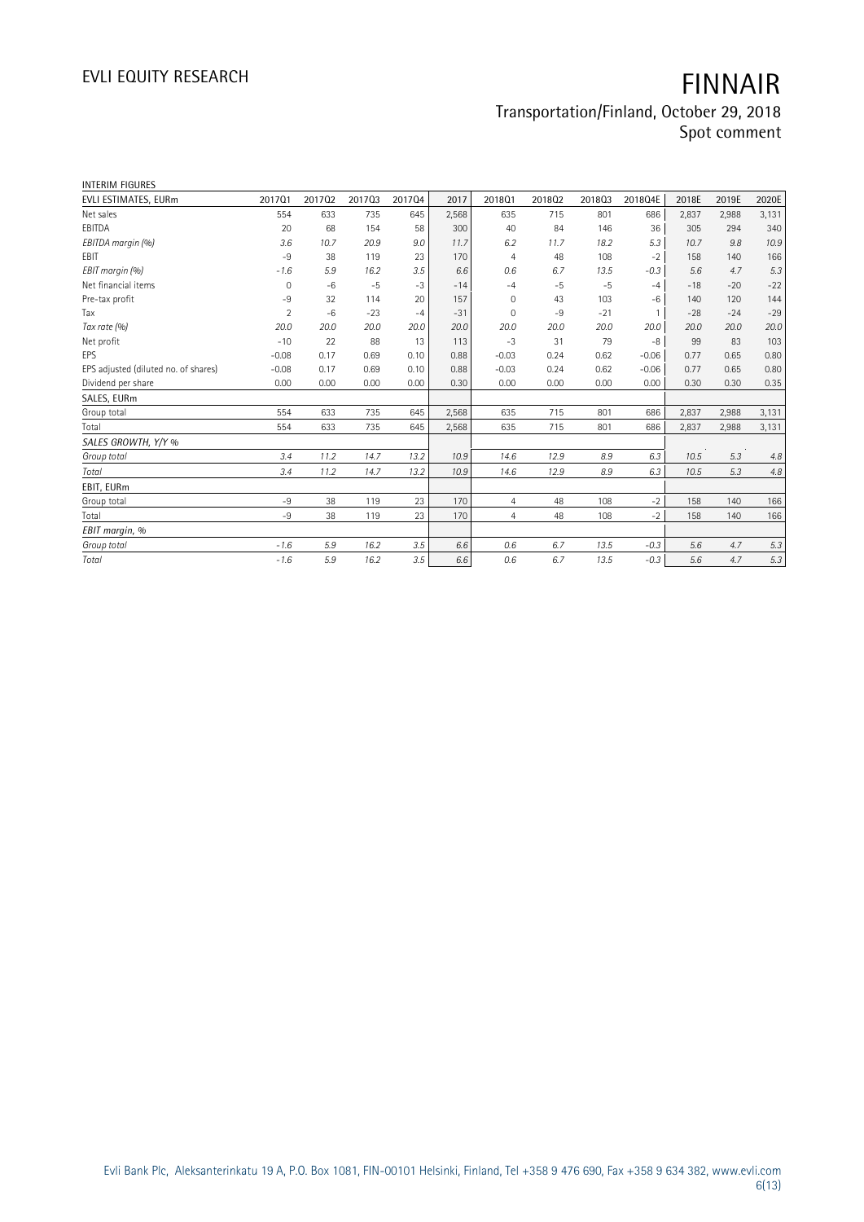INTERIM FIGURES

| EVLI ESTIMATES, EURm | 2017Q1 | 2017Q2 | 2017Q3 | 2017Q4 | 2017 | 2018Q1 | 2018Q2 | 2018Q3 | 2018Q4E | 2018E | 2019E | 2020E |
|---|---|---|---|---|---|---|---|---|---|---|---|---|
| Net sales | 554 | 633 | 735 | 645 | 2,568 | 635 | 715 | 801 | 686 | 2,837 | 2,988 | 3,131 |
| EBITDA | 20 | 68 | 154 | 58 | 300 | 40 | 84 | 146 | 36 | 305 | 294 | 340 |
| *EBITDA margin (%)* | *3.6* | *10.7* | *20.9* | *9.0* | *11.7* | *6.2* | *11.7* | *18.2* | *5.3* | *10.7* | *9.8* | *10.9* |
| EBIT | -9 | 38 | 119 | 23 | 170 | 4 | 48 | 108 | -2 | 158 | 140 | 166 |
| *EBIT margin (%)* | *-1.6* | *5.9* | *16.2* | *3.5* | *6.6* | *0.6* | *6.7* | *13.5* | *-0.3* | *5.6* | *4.7* | *5.3* |
| Net financial items | 0 | -6 | -5 | -3 | -14 | -4 | -5 | -5 | -4 | -18 | -20 | -22 |
| Pre-tax profit | -9 | 32 | 114 | 20 | 157 | 0 | 43 | 103 | -6 | 140 | 120 | 144 |
| Tax | 2 | -6 | -23 | -4 | -31 | 0 | -9 | -21 | 1 | -28 | -24 | -29 |
| *Tax rate (%)* | *20.0* | *20.0* | *20.0* | *20.0* | *20.0* | *20.0* | *20.0* | *20.0* | *20.0* | *20.0* | *20.0* | *20.0* |
| Net profit | -10 | 22 | 88 | 13 | 113 | -3 | 31 | 79 | -8 | 99 | 83 | 103 |
| EPS | -0.08 | 0.17 | 0.69 | 0.10 | 0.88 | -0.03 | 0.24 | 0.62 | -0.06 | 0.77 | 0.65 | 0.80 |
| EPS adjusted (diluted no. of shares) | -0.08 | 0.17 | 0.69 | 0.10 | 0.88 | -0.03 | 0.24 | 0.62 | -0.06 | 0.77 | 0.65 | 0.80 |
| Dividend per share | 0.00 | 0.00 | 0.00 | 0.00 | 0.30 | 0.00 | 0.00 | 0.00 | 0.00 | 0.30 | 0.30 | 0.35 |
| SALES, EURm | | | | | | | | | | | | |
| Group total | 554 | 633 | 735 | 645 | 2,568 | 635 | 715 | 801 | 686 | 2,837 | 2,988 | 3,131 |
| Total | 554 | 633 | 735 | 645 | 2,568 | 635 | 715 | 801 | 686 | 2,837 | 2,988 | 3,131 |
| *SALES GROWTH, Y/Y %* | | | | | | | | | | | | |
| *Group total* | *3.4* | *11.2* | *14.7* | *13.2* | *10.9* | *14.6* | *12.9* | *8.9* | *6.3* | *10.5* | *5.3* | *4.8* |
| *Total* | *3.4* | *11.2* | *14.7* | *13.2* | *10.9* | *14.6* | *12.9* | *8.9* | *6.3* | *10.5* | *5.3* | *4.8* |
| EBIT, EURm | | | | | | | | | | | | |
| Group total | -9 | 38 | 119 | 23 | 170 | 4 | 48 | 108 | -2 | 158 | 140 | 166 |
| Total | -9 | 38 | 119 | 23 | 170 | 4 | 48 | 108 | -2 | 158 | 140 | 166 |
| *EBIT margin, %* | | | | | | | | | | | | |
| *Group total* | *-1.6* | *5.9* | *16.2* | *3.5* | *6.6* | *0.6* | *6.7* | *13.5* | *-0.3* | *5.6* | *4.7* | *5.3* |
| *Total* | *-1.6* | *5.9* | *16.2* | *3.5* | *6.6* | *0.6* | *6.7* | *13.5* | *-0.3* | *5.6* | *4.7* | *5.3* |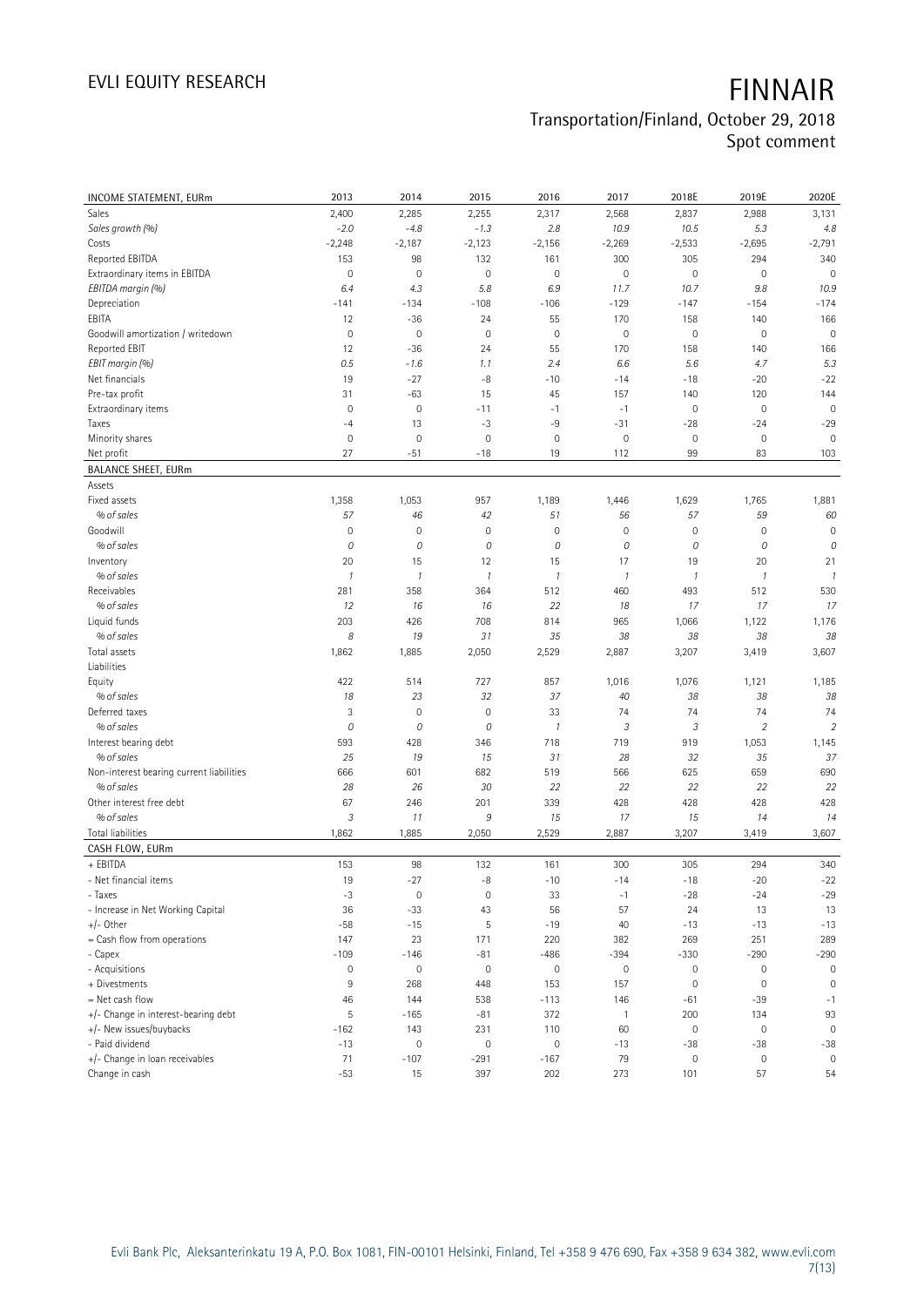# EVLI EQUITY RESEARCH

# FINNAIR

## Transportation/Finland, October 29, 2018
## Spot comment

| INCOME STATEMENT, EURm | 2013 | 2014 | 2015 | 2016 | 2017 | 2018E | 2019E | 2020E |
|---|---|---|---|---|---|---|---|---|
| Sales | 2,400 | 2,285 | 2,255 | 2,317 | 2,568 | 2,837 | 2,988 | 3,131 |
| *Sales growth (%)* | *-2.0* | *-4.8* | *-1.3* | *2.8* | *10.9* | *10.5* | *5.3* | *4.8* |
| Costs | -2,248 | -2,187 | -2,123 | -2,156 | -2,269 | -2,533 | -2,695 | -2,791 |
| Reported EBITDA | 153 | 98 | 132 | 161 | 300 | 305 | 294 | 340 |
| Extraordinary items in EBITDA | 0 | 0 | 0 | 0 | 0 | 0 | 0 | 0 |
| *EBITDA margin (%)* | *6.4* | *4.3* | *5.8* | *6.9* | *11.7* | *10.7* | *9.8* | *10.9* |
| Depreciation | -141 | -134 | -108 | -106 | -129 | -147 | -154 | -174 |
| EBITA | 12 | -36 | 24 | 55 | 170 | 158 | 140 | 166 |
| Goodwill amortization / writedown | 0 | 0 | 0 | 0 | 0 | 0 | 0 | 0 |
| Reported EBIT | 12 | -36 | 24 | 55 | 170 | 158 | 140 | 166 |
| *EBIT margin (%)* | *0.5* | *-1.6* | *1.1* | *2.4* | *6.6* | *5.6* | *4.7* | *5.3* |
| Net financials | 19 | -27 | -8 | -10 | -14 | -18 | -20 | -22 |
| Pre-tax profit | 31 | -63 | 15 | 45 | 157 | 140 | 120 | 144 |
| Extraordinary items | 0 | 0 | -11 | -1 | -1 | 0 | 0 | 0 |
| Taxes | -4 | 13 | -3 | -9 | -31 | -28 | -24 | -29 |
| Minority shares | 0 | 0 | 0 | 0 | 0 | 0 | 0 | 0 |
| Net profit | 27 | -51 | -18 | 19 | 112 | 99 | 83 | 103 |
| **BALANCE SHEET, EURm** | | | | | | | | |
| Assets | | | | | | | | |
| Fixed assets | 1,358 | 1,053 | 957 | 1,189 | 1,446 | 1,629 | 1,765 | 1,881 |
| *% of sales* | *57* | *46* | *42* | *51* | *56* | *57* | *59* | *60* |
| Goodwill | 0 | 0 | 0 | 0 | 0 | 0 | 0 | 0 |
| *% of sales* | *0* | *0* | *0* | *0* | *0* | *0* | *0* | *0* |
| Inventory | 20 | 15 | 12 | 15 | 17 | 19 | 20 | 21 |
| *% of sales* | *1* | *1* | *1* | *1* | *1* | *1* | *1* | *1* |
| Receivables | 281 | 358 | 364 | 512 | 460 | 493 | 512 | 530 |
| *% of sales* | *12* | *16* | *16* | *22* | *18* | *17* | *17* | *17* |
| Liquid funds | 203 | 426 | 708 | 814 | 965 | 1,066 | 1,122 | 1,176 |
| *% of sales* | *8* | *19* | *31* | *35* | *38* | *38* | *38* | *38* |
| Total assets | 1,862 | 1,885 | 2,050 | 2,529 | 2,887 | 3,207 | 3,419 | 3,607 |
| Liabilities | | | | | | | | |
| Equity | 422 | 514 | 727 | 857 | 1,016 | 1,076 | 1,121 | 1,185 |
| *% of sales* | *18* | *23* | *32* | *37* | *40* | *38* | *38* | *38* |
| Deferred taxes | 3 | 0 | 0 | 33 | 74 | 74 | 74 | 74 |
| *% of sales* | *0* | *0* | *0* | *1* | *3* | *3* | *2* | *2* |
| Interest bearing debt | 593 | 428 | 346 | 718 | 719 | 919 | 1,053 | 1,145 |
| *% of sales* | *25* | *19* | *15* | *31* | *28* | *32* | *35* | *37* |
| Non-interest bearing current liabilities | 666 | 601 | 682 | 519 | 566 | 625 | 659 | 690 |
| *% of sales* | *28* | *26* | *30* | *22* | *22* | *22* | *22* | *22* |
| Other interest free debt | 67 | 246 | 201 | 339 | 428 | 428 | 428 | 428 |
| *% of sales* | *3* | *11* | *9* | *15* | *17* | *15* | *14* | *14* |
| Total liabilities | 1,862 | 1,885 | 2,050 | 2,529 | 2,887 | 3,207 | 3,419 | 3,607 |
| **CASH FLOW, EURm** | | | | | | | | |
| + EBITDA | 153 | 98 | 132 | 161 | 300 | 305 | 294 | 340 |
| - Net financial items | 19 | -27 | -8 | -10 | -14 | -18 | -20 | -22 |
| - Taxes | -3 | 0 | 0 | 33 | -1 | -28 | -24 | -29 |
| - Increase in Net Working Capital | 36 | -33 | 43 | 56 | 57 | 24 | 13 | 13 |
| +/- Other | -58 | -15 | 5 | -19 | 40 | -13 | -13 | -13 |
| = Cash flow from operations | 147 | 23 | 171 | 220 | 382 | 269 | 251 | 289 |
| - Capex | -109 | -146 | -81 | -486 | -394 | -330 | -290 | -290 |
| - Acquisitions | 0 | 0 | 0 | 0 | 0 | 0 | 0 | 0 |
| + Divestments | 9 | 268 | 448 | 153 | 157 | 0 | 0 | 0 |
| = Net cash flow | 46 | 144 | 538 | -113 | 146 | -61 | -39 | -1 |
| +/- Change in interest-bearing debt | 5 | -165 | -81 | 372 | 1 | 200 | 134 | 93 |
| +/- New issues/buybacks | -162 | 143 | 231 | 110 | 60 | 0 | 0 | 0 |
| - Paid dividend | -13 | 0 | 0 | 0 | -13 | -38 | -38 | -38 |
| +/- Change in loan receivables | 71 | -107 | -291 | -167 | 79 | 0 | 0 | 0 |
| Change in cash | -53 | 15 | 397 | 202 | 273 | 101 | 57 | 54 |

Evli Bank Plc, Aleksanterinkatu 19 A, P.O. Box 1081, FIN-00101 Helsinki, Finland, Tel +358 9 476 690, Fax +358 9 634 382, www.evli.com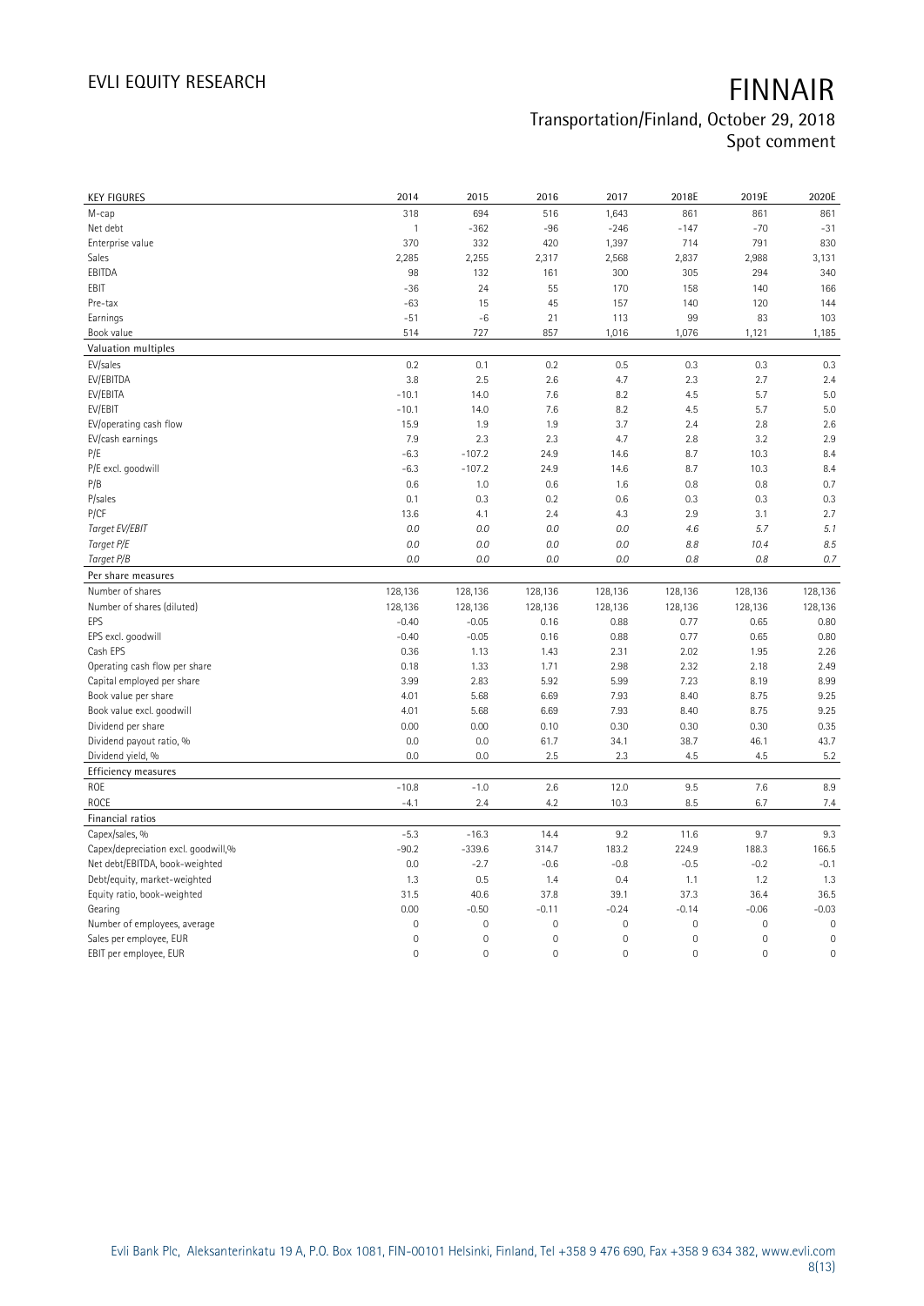| KEY FIGURES | 2014 | 2015 | 2016 | 2017 | 2018E | 2019E | 2020E |
|---|---|---|---|---|---|---|---|
| M-cap | 318 | 694 | 516 | 1,643 | 861 | 861 | 861 |
| Net debt | 1 | -362 | -96 | -246 | -147 | -70 | -31 |
| Enterprise value | 370 | 332 | 420 | 1,397 | 714 | 791 | 830 |
| Sales | 2,285 | 2,255 | 2,317 | 2,568 | 2,837 | 2,988 | 3,131 |
| EBITDA | 98 | 132 | 161 | 300 | 305 | 294 | 340 |
| EBIT | -36 | 24 | 55 | 170 | 158 | 140 | 166 |
| Pre-tax | -63 | 15 | 45 | 157 | 140 | 120 | 144 |
| Earnings | -51 | -6 | 21 | 113 | 99 | 83 | 103 |
| Book value | 514 | 727 | 857 | 1,016 | 1,076 | 1,121 | 1,185 |
| **Valuation multiples** | | | | | | | |
| EV/sales | 0.2 | 0.1 | 0.2 | 0.5 | 0.3 | 0.3 | 0.3 |
| EV/EBITDA | 3.8 | 2.5 | 2.6 | 4.7 | 2.3 | 2.7 | 2.4 |
| EV/EBITA | -10.1 | 14.0 | 7.6 | 8.2 | 4.5 | 5.7 | 5.0 |
| EV/EBIT | -10.1 | 14.0 | 7.6 | 8.2 | 4.5 | 5.7 | 5.0 |
| EV/operating cash flow | 15.9 | 1.9 | 1.9 | 3.7 | 2.4 | 2.8 | 2.6 |
| EV/cash earnings | 7.9 | 2.3 | 2.3 | 4.7 | 2.8 | 3.2 | 2.9 |
| P/E | -6.3 | -107.2 | 24.9 | 14.6 | 8.7 | 10.3 | 8.4 |
| P/E excl. goodwill | -6.3 | -107.2 | 24.9 | 14.6 | 8.7 | 10.3 | 8.4 |
| P/B | 0.6 | 1.0 | 0.6 | 1.6 | 0.8 | 0.8 | 0.7 |
| P/sales | 0.1 | 0.3 | 0.2 | 0.6 | 0.3 | 0.3 | 0.3 |
| P/CF | 13.6 | 4.1 | 2.4 | 4.3 | 2.9 | 3.1 | 2.7 |
| *Target EV/EBIT* | *0.0* | *0.0* | *0.0* | *0.0* | *4.6* | *5.7* | *5.1* |
| *Target P/E* | *0.0* | *0.0* | *0.0* | *0.0* | *8.8* | *10.4* | *8.5* |
| *Target P/B* | *0.0* | *0.0* | *0.0* | *0.0* | *0.8* | *0.8* | *0.7* |
| **Per share measures** | | | | | | | |
| Number of shares | 128,136 | 128,136 | 128,136 | 128,136 | 128,136 | 128,136 | 128,136 |
| Number of shares (diluted) | 128,136 | 128,136 | 128,136 | 128,136 | 128,136 | 128,136 | 128,136 |
| EPS | -0.40 | -0.05 | 0.16 | 0.88 | 0.77 | 0.65 | 0.80 |
| EPS excl. goodwill | -0.40 | -0.05 | 0.16 | 0.88 | 0.77 | 0.65 | 0.80 |
| Cash EPS | 0.36 | 1.13 | 1.43 | 2.31 | 2.02 | 1.95 | 2.26 |
| Operating cash flow per share | 0.18 | 1.33 | 1.71 | 2.98 | 2.32 | 2.18 | 2.49 |
| Capital employed per share | 3.99 | 2.83 | 5.92 | 5.99 | 7.23 | 8.19 | 8.99 |
| Book value per share | 4.01 | 5.68 | 6.69 | 7.93 | 8.40 | 8.75 | 9.25 |
| Book value excl. goodwill | 4.01 | 5.68 | 6.69 | 7.93 | 8.40 | 8.75 | 9.25 |
| Dividend per share | 0.00 | 0.00 | 0.10 | 0.30 | 0.30 | 0.30 | 0.35 |
| Dividend payout ratio, % | 0.0 | 0.0 | 61.7 | 34.1 | 38.7 | 46.1 | 43.7 |
| Dividend yield, % | 0.0 | 0.0 | 2.5 | 2.3 | 4.5 | 4.5 | 5.2 |
| **Efficiency measures** | | | | | | | |
| ROE | -10.8 | -1.0 | 2.6 | 12.0 | 9.5 | 7.6 | 8.9 |
| ROCE | -4.1 | 2.4 | 4.2 | 10.3 | 8.5 | 6.7 | 7.4 |
| **Financial ratios** | | | | | | | |
| Capex/sales, % | -5.3 | -16.3 | 14.4 | 9.2 | 11.6 | 9.7 | 9.3 |
| Capex/depreciation excl. goodwill,% | -90.2 | -339.6 | 314.7 | 183.2 | 224.9 | 188.3 | 166.5 |
| Net debt/EBITDA, book-weighted | 0.0 | -2.7 | -0.6 | -0.8 | -0.5 | -0.2 | -0.1 |
| Debt/equity, market-weighted | 1.3 | 0.5 | 1.4 | 0.4 | 1.1 | 1.2 | 1.3 |
| Equity ratio, book-weighted | 31.5 | 40.6 | 37.8 | 39.1 | 37.3 | 36.4 | 36.5 |
| Gearing | 0.00 | -0.50 | -0.11 | -0.24 | -0.14 | -0.06 | -0.03 |
| Number of employees, average | 0 | 0 | 0 | 0 | 0 | 0 | 0 |
| Sales per employee, EUR | 0 | 0 | 0 | 0 | 0 | 0 | 0 |
| EBIT per employee, EUR | 0 | 0 | 0 | 0 | 0 | 0 | 0 |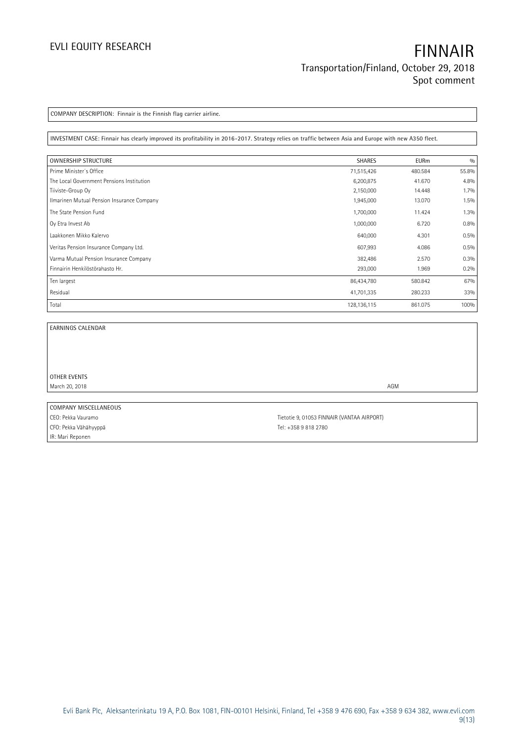COMPANY DESCRIPTION: Finnair is the Finnish flag carrier airline.

INVESTMENT CASE: Finnair has clearly improved its profitability in 2016-2017. Strategy relies on traffic between Asia and Europe with new A350 fleet.

| OWNERSHIP STRUCTURE | SHARES | EURm | % |
|---|---|---|---|
| Prime Minister's Office | 71,515,426 | 480.584 | 55.8% |
| The Local Government Pensions Institution | 6,200,875 | 41.670 | 4.8% |
| Tiiviste-Group Oy | 2,150,000 | 14.448 | 1.7% |
| Ilmarinen Mutual Pension Insurance Company | 1,945,000 | 13.070 | 1.5% |
| The State Pension Fund | 1,700,000 | 11.424 | 1.3% |
| Oy Etra Invest Ab | 1,000,000 | 6.720 | 0.8% |
| Laakkonen Mikko Kalervo | 640,000 | 4.301 | 0.5% |
| Veritas Pension Insurance Company Ltd. | 607,993 | 4.086 | 0.5% |
| Varma Mutual Pension Insurance Company | 382,486 | 2.570 | 0.3% |
| Finnairin Henkilöstörahasto Hr. | 293,000 | 1.969 | 0.2% |
| Ten largest | 86,434,780 | 580.842 | 67% |
| Residual | 41,701,335 | 280.233 | 33% |
| Total | 128,136,115 | 861.075 | 100% |

EARNINGS CALENDAR

OTHER EVENTS

| | |
|---|---|
| March 20, 2018 | AGM |

COMPANY MISCELLANEOUS

| | |
|---|---|
| CEO: Pekka Vauramo | Tietotie 9, 01053 FINNAIR (VANTAA AIRPORT) |
| CFO: Pekka Vähähyyppä | Tel: +358 9 818 2780 |
| IR: Mari Reponen | |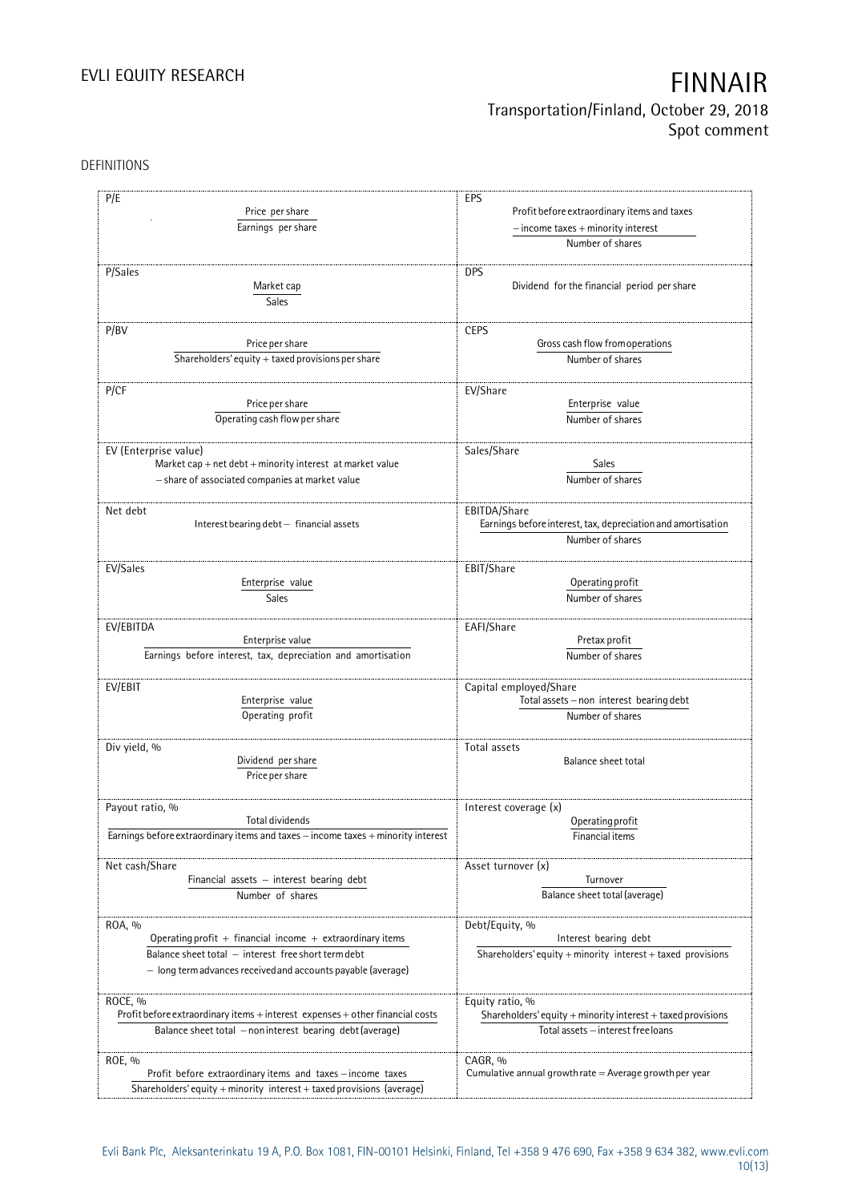DEFINITIONS

| | |
|---|---|
| **P/E**<br>$\frac{\text{Price per share}}{\text{Earnings per share}}$ | **EPS**<br>$\frac{\text{Profit before extraordinary items and taxes} - \text{income taxes} + \text{minority interest}}{\text{Number of shares}}$ |
| **P/Sales**<br>$\frac{\text{Market cap}}{\text{Sales}}$ | **DPS**<br>Dividend for the financial period per share |
| **P/BV**<br>$\frac{\text{Price per share}}{\text{Shareholders' equity} + \text{taxed provisions per share}}$ | **CEPS**<br>$\frac{\text{Gross cash flow from operations}}{\text{Number of shares}}$ |
| **P/CF**<br>$\frac{\text{Price per share}}{\text{Operating cash flow per share}}$ | **EV/Share**<br>$\frac{\text{Enterprise value}}{\text{Number of shares}}$ |
| **EV (Enterprise value)**<br>Market cap + net debt + minority interest at market value − share of associated companies at market value | **Sales/Share**<br>$\frac{\text{Sales}}{\text{Number of shares}}$ |
| **Net debt**<br>Interest bearing debt − financial assets | **EBITDA/Share**<br>$\frac{\text{Earnings before interest, tax, depreciation and amortisation}}{\text{Number of shares}}$ |
| **EV/Sales**<br>$\frac{\text{Enterprise value}}{\text{Sales}}$ | **EBIT/Share**<br>$\frac{\text{Operating profit}}{\text{Number of shares}}$ |
| **EV/EBITDA**<br>$\frac{\text{Enterprise value}}{\text{Earnings before interest, tax, depreciation and amortisation}}$ | **EAFI/Share**<br>$\frac{\text{Pretax profit}}{\text{Number of shares}}$ |
| **EV/EBIT**<br>$\frac{\text{Enterprise value}}{\text{Operating profit}}$ | **Capital employed/Share**<br>$\frac{\text{Total assets} - \text{non interest bearing debt}}{\text{Number of shares}}$ |
| **Div yield, %**<br>$\frac{\text{Dividend per share}}{\text{Price per share}}$ | **Total assets**<br>Balance sheet total |
| **Payout ratio, %**<br>$\frac{\text{Total dividends}}{\text{Earnings before extraordinary items and taxes} - \text{income taxes} + \text{minority interest}}$ | **Interest coverage (x)**<br>$\frac{\text{Operating profit}}{\text{Financial items}}$ |
| **Net cash/Share**<br>$\frac{\text{Financial assets} - \text{interest bearing debt}}{\text{Number of shares}}$ | **Asset turnover (x)**<br>$\frac{\text{Turnover}}{\text{Balance sheet total (average)}}$ |
| **ROA, %**<br>$\frac{\text{Operating profit} + \text{financial income} + \text{extraordinary items}}{\text{Balance sheet total} - \text{interest free short term debt} - \text{long term advances received and accounts payable (average)}}$ | **Debt/Equity, %**<br>$\frac{\text{Interest bearing debt}}{\text{Shareholders' equity} + \text{minority interest} + \text{taxed provisions}}$ |
| **ROCE, %**<br>$\frac{\text{Profit before extraordinary items} + \text{interest expenses} + \text{other financial costs}}{\text{Balance sheet total} - \text{non interest bearing debt (average)}}$ | **Equity ratio, %**<br>$\frac{\text{Shareholders' equity} + \text{minority interest} + \text{taxed provisions}}{\text{Total assets} - \text{interest free loans}}$ |
| **ROE, %**<br>$\frac{\text{Profit before extraordinary items and taxes} - \text{income taxes}}{\text{Shareholders' equity} + \text{minority interest} + \text{taxed provisions (average)}}$ | **CAGR, %**<br>Cumulative annual growth rate = Average growth per year |

Evli Bank Plc, Aleksanterinkatu 19 A, P.O. Box 1081, FIN-00101 Helsinki, Finland, Tel +358 9 476 690, Fax +358 9 634 382, www.evli.com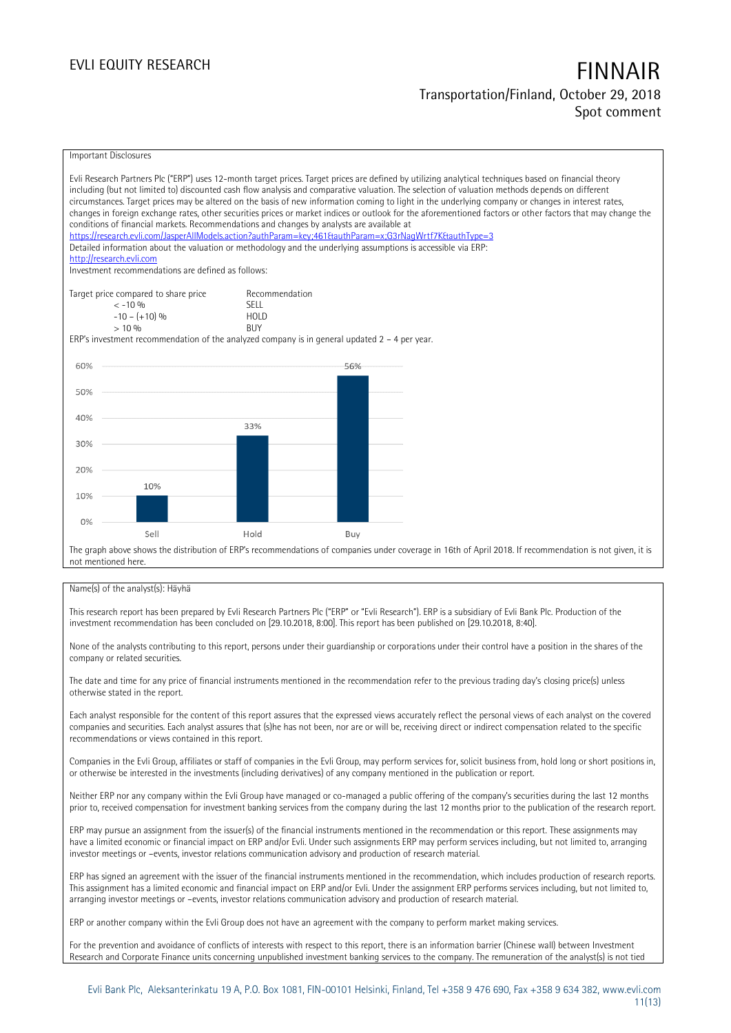Important Disclosures

Evli Research Partners Plc ("ERP") uses 12-month target prices. Target prices are defined by utilizing analytical techniques based on financial theory including (but not limited to) discounted cash flow analysis and comparative valuation. The selection of valuation methods depends on different circumstances. Target prices may be altered on the basis of new information coming to light in the underlying company or changes in interest rates, changes in foreign exchange rates, other securities prices or market indices or outlook for the aforementioned factors or other factors that may change the conditions of financial markets. Recommendations and changes by analysts are available at
https://research.evli.com/JasperAllModels.action?authParam=key;461&authParam=x;G3rNagWrtf7K&authType=3
Detailed information about the valuation or methodology and the underlying assumptions is accessible via ERP:
http://research.evli.com
Investment recommendations are defined as follows:

| Target price compared to share price | Recommendation |
| --- | --- |
| < -10 % | SELL |
| -10 – (+10) % | HOLD |
| > 10 % | BUY |

ERP's investment recommendation of the analyzed company is in general updated 2 – 4 per year.

| | Sell | Hold | Buy |
| --- | --- | --- | --- |
| Share of recommendations | 10% | 33% | 56% |

The graph above shows the distribution of ERP's recommendations of companies under coverage in 16th of April 2018. If recommendation is not given, it is not mentioned here.

Name(s) of the analyst(s): Häyhä

This research report has been prepared by Evli Research Partners Plc ("ERP" or "Evli Research"). ERP is a subsidiary of Evli Bank Plc. Production of the investment recommendation has been concluded on [29.10.2018, 8:00]. This report has been published on [29.10.2018, 8:40].

None of the analysts contributing to this report, persons under their guardianship or corporations under their control have a position in the shares of the company or related securities.

The date and time for any price of financial instruments mentioned in the recommendation refer to the previous trading day's closing price(s) unless otherwise stated in the report.

Each analyst responsible for the content of this report assures that the expressed views accurately reflect the personal views of each analyst on the covered companies and securities. Each analyst assures that (s)he has not been, nor are or will be, receiving direct or indirect compensation related to the specific recommendations or views contained in this report.

Companies in the Evli Group, affiliates or staff of companies in the Evli Group, may perform services for, solicit business from, hold long or short positions in, or otherwise be interested in the investments (including derivatives) of any company mentioned in the publication or report.

Neither ERP nor any company within the Evli Group have managed or co-managed a public offering of the company's securities during the last 12 months prior to, received compensation for investment banking services from the company during the last 12 months prior to the publication of the research report.

ERP may pursue an assignment from the issuer(s) of the financial instruments mentioned in the recommendation or this report. These assignments may have a limited economic or financial impact on ERP and/or Evli. Under such assignments ERP may perform services including, but not limited to, arranging investor meetings or –events, investor relations communication advisory and production of research material.

ERP has signed an agreement with the issuer of the financial instruments mentioned in the recommendation, which includes production of research reports. This assignment has a limited economic and financial impact on ERP and/or Evli. Under the assignment ERP performs services including, but not limited to, arranging investor meetings or –events, investor relations communication advisory and production of research material.

ERP or another company within the Evli Group does not have an agreement with the company to perform market making services.

For the prevention and avoidance of conflicts of interests with respect to this report, there is an information barrier (Chinese wall) between Investment Research and Corporate Finance units concerning unpublished investment banking services to the company. The remuneration of the analyst(s) is not tied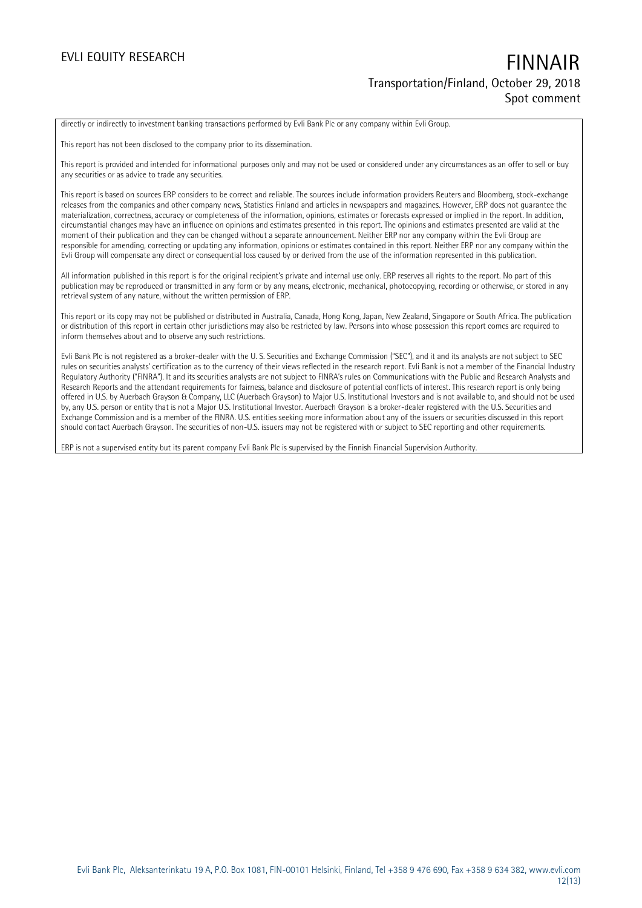directly or indirectly to investment banking transactions performed by Evli Bank Plc or any company within Evli Group.

This report has not been disclosed to the company prior to its dissemination.

This report is provided and intended for informational purposes only and may not be used or considered under any circumstances as an offer to sell or buy any securities or as advice to trade any securities.

This report is based on sources ERP considers to be correct and reliable. The sources include information providers Reuters and Bloomberg, stock-exchange releases from the companies and other company news, Statistics Finland and articles in newspapers and magazines. However, ERP does not guarantee the materialization, correctness, accuracy or completeness of the information, opinions, estimates or forecasts expressed or implied in the report. In addition, circumstantial changes may have an influence on opinions and estimates presented in this report. The opinions and estimates presented are valid at the moment of their publication and they can be changed without a separate announcement. Neither ERP nor any company within the Evli Group are responsible for amending, correcting or updating any information, opinions or estimates contained in this report. Neither ERP nor any company within the Evli Group will compensate any direct or consequential loss caused by or derived from the use of the information represented in this publication.

All information published in this report is for the original recipient's private and internal use only. ERP reserves all rights to the report. No part of this publication may be reproduced or transmitted in any form or by any means, electronic, mechanical, photocopying, recording or otherwise, or stored in any retrieval system of any nature, without the written permission of ERP.

This report or its copy may not be published or distributed in Australia, Canada, Hong Kong, Japan, New Zealand, Singapore or South Africa. The publication or distribution of this report in certain other jurisdictions may also be restricted by law. Persons into whose possession this report comes are required to inform themselves about and to observe any such restrictions.

Evli Bank Plc is not registered as a broker-dealer with the U. S. Securities and Exchange Commission ("SEC"), and it and its analysts are not subject to SEC rules on securities analysts' certification as to the currency of their views reflected in the research report. Evli Bank is not a member of the Financial Industry Regulatory Authority ("FINRA"). It and its securities analysts are not subject to FINRA's rules on Communications with the Public and Research Analysts and Research Reports and the attendant requirements for fairness, balance and disclosure of potential conflicts of interest. This research report is only being offered in U.S. by Auerbach Grayson & Company, LLC (Auerbach Grayson) to Major U.S. Institutional Investors and is not available to, and should not be used by, any U.S. person or entity that is not a Major U.S. Institutional Investor. Auerbach Grayson is a broker-dealer registered with the U.S. Securities and Exchange Commission and is a member of the FINRA. U.S. entities seeking more information about any of the issuers or securities discussed in this report should contact Auerbach Grayson. The securities of non-U.S. issuers may not be registered with or subject to SEC reporting and other requirements.

ERP is not a supervised entity but its parent company Evli Bank Plc is supervised by the Finnish Financial Supervision Authority.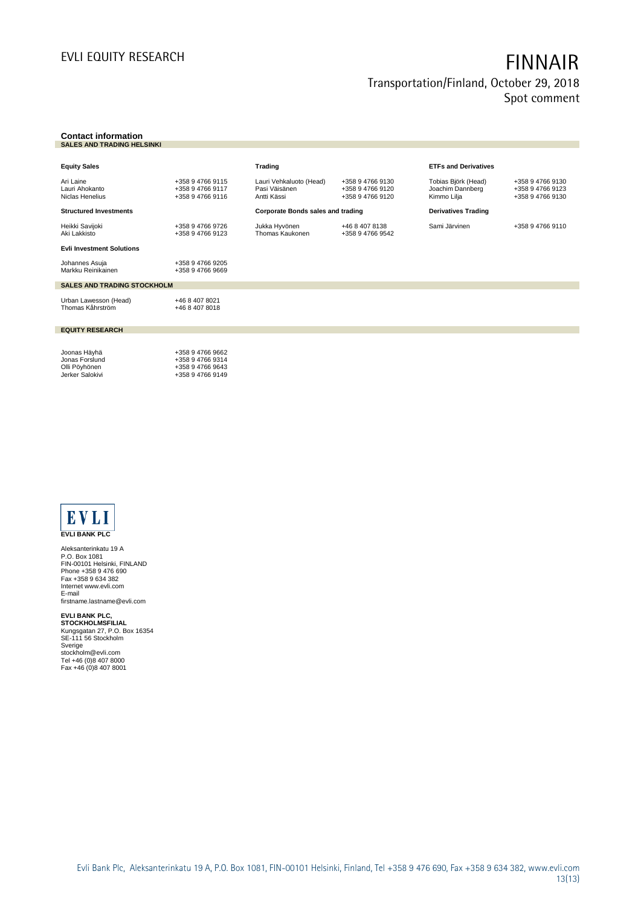## Contact information

### SALES AND TRADING HELSINKI

| Equity Sales | | Trading | | ETFs and Derivatives | |
|---|---|---|---|---|---|
| Ari Laine | +358 9 4766 9115 | Lauri Vehkaluoto (Head) | +358 9 4766 9130 | Tobias Björk (Head) | +358 9 4766 9130 |
| Lauri Ahokanto | +358 9 4766 9117 | Pasi Väisänen | +358 9 4766 9120 | Joachim Dannberg | +358 9 4766 9123 |
| Niclas Henelius | +358 9 4766 9116 | Antti Kässi | +358 9 4766 9120 | Kimmo Lilja | +358 9 4766 9130 |
| **Structured Investments** | | **Corporate Bonds sales and trading** | | **Derivatives Trading** | |
| Heikki Savijoki | +358 9 4766 9726 | Jukka Hyvönen | +46 8 407 8138 | Sami Järvinen | +358 9 4766 9110 |
| Aki Lakkisto | +358 9 4766 9123 | Thomas Kaukonen | +358 9 4766 9542 | | |

**Evli Investment Solutions**

| | |
|---|---|
| Johannes Asuja | +358 9 4766 9205 |
| Markku Reinikainen | +358 9 4766 9669 |

### SALES AND TRADING STOCKHOLM

| | |
|---|---|
| Urban Lawesson (Head) | +46 8 407 8021 |
| Thomas Kåhrström | +46 8 407 8018 |

### EQUITY RESEARCH

| | |
|---|---|
| Joonas Häyhä | +358 9 4766 9662 |
| Jonas Forslund | +358 9 4766 9314 |
| Olli Pöyhönen | +358 9 4766 9643 |
| Jerker Salokivi | +358 9 4766 9149 |

EVLI

**EVLI BANK PLC**

Aleksanterinkatu 19 A
P.O. Box 1081
FIN-00101 Helsinki, FINLAND
Phone +358 9 476 690
Fax +358 9 634 382
Internet www.evli.com
E-mail
firstname.lastname@evli.com

**EVLI BANK PLC, STOCKHOLMSFILIAL**
Kungsgatan 27, P.O. Box 16354
SE-111 56 Stockholm
Sverige
stockholm@evli.com
Tel +46 (0)8 407 8000
Fax +46 (0)8 407 8001